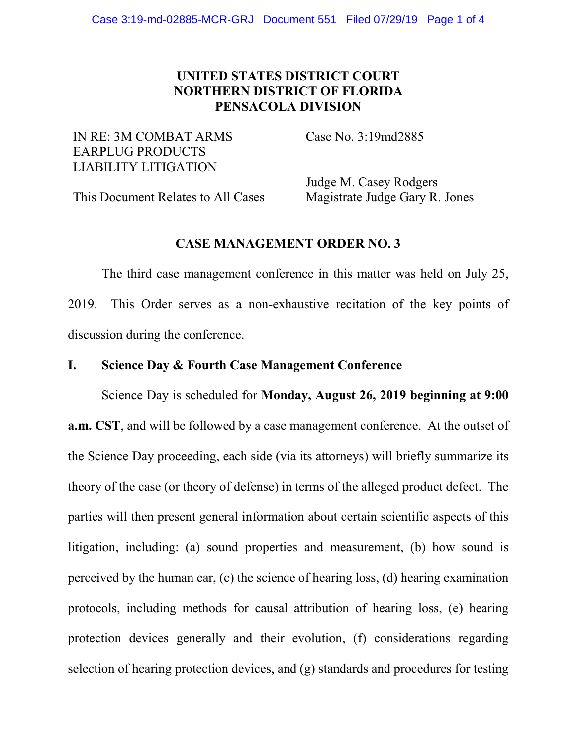**UNITED STATES DISTRICT COURT**
**NORTHERN DISTRICT OF FLORIDA**
**PENSACOLA DIVISION**

| IN RE: 3M COMBAT ARMS EARPLUG PRODUCTS LIABILITY LITIGATION | Case No. 3:19md2885 |
| --- | --- |
| This Document Relates to All Cases | Judge M. Casey Rodgers<br>Magistrate Judge Gary R. Jones |

## CASE MANAGEMENT ORDER NO. 3

The third case management conference in this matter was held on July 25, 2019. This Order serves as a non-exhaustive recitation of the key points of discussion during the conference.

### I. Science Day & Fourth Case Management Conference

Science Day is scheduled for **Monday, August 26, 2019 beginning at 9:00 a.m. CST**, and will be followed by a case management conference. At the outset of the Science Day proceeding, each side (via its attorneys) will briefly summarize its theory of the case (or theory of defense) in terms of the alleged product defect. The parties will then present general information about certain scientific aspects of this litigation, including: (a) sound properties and measurement, (b) how sound is perceived by the human ear, (c) the science of hearing loss, (d) hearing examination protocols, including methods for causal attribution of hearing loss, (e) hearing protection devices generally and their evolution, (f) considerations regarding selection of hearing protection devices, and (g) standards and procedures for testing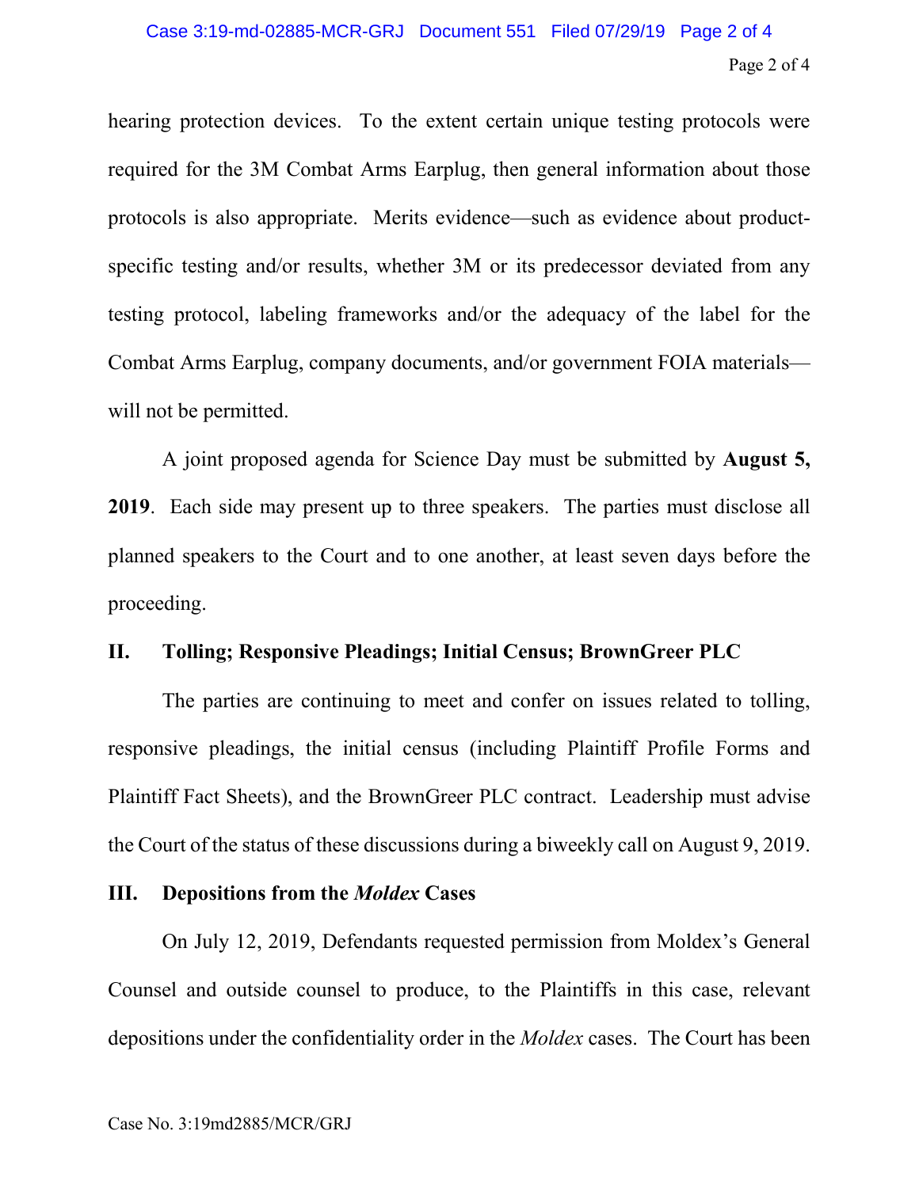hearing protection devices. To the extent certain unique testing protocols were required for the 3M Combat Arms Earplug, then general information about those protocols is also appropriate. Merits evidence—such as evidence about product-specific testing and/or results, whether 3M or its predecessor deviated from any testing protocol, labeling frameworks and/or the adequacy of the label for the Combat Arms Earplug, company documents, and/or government FOIA materials—will not be permitted.

A joint proposed agenda for Science Day must be submitted by **August 5, 2019**. Each side may present up to three speakers. The parties must disclose all planned speakers to the Court and to one another, at least seven days before the proceeding.

## II. Tolling; Responsive Pleadings; Initial Census; BrownGreer PLC

The parties are continuing to meet and confer on issues related to tolling, responsive pleadings, the initial census (including Plaintiff Profile Forms and Plaintiff Fact Sheets), and the BrownGreer PLC contract. Leadership must advise the Court of the status of these discussions during a biweekly call on August 9, 2019.

## III. Depositions from the *Moldex* Cases

On July 12, 2019, Defendants requested permission from Moldex's General Counsel and outside counsel to produce, to the Plaintiffs in this case, relevant depositions under the confidentiality order in the *Moldex* cases. The Court has been

Case No. 3:19md2885/MCR/GRJ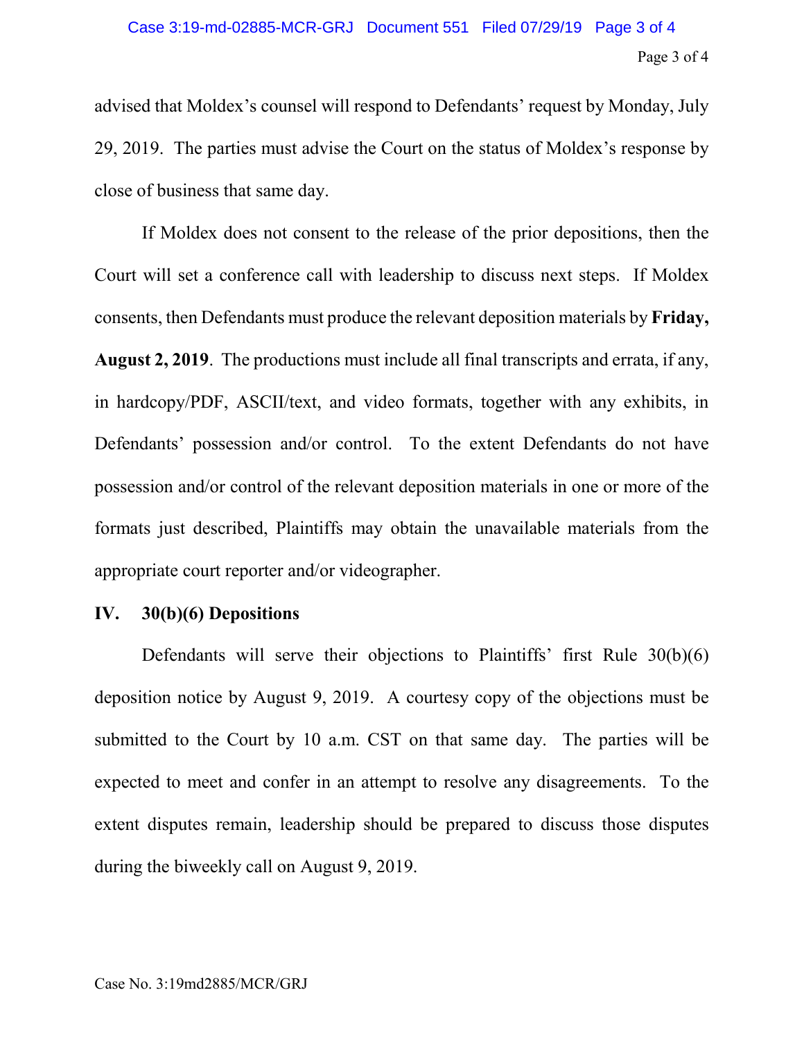advised that Moldex's counsel will respond to Defendants' request by Monday, July 29, 2019. The parties must advise the Court on the status of Moldex's response by close of business that same day.

If Moldex does not consent to the release of the prior depositions, then the Court will set a conference call with leadership to discuss next steps. If Moldex consents, then Defendants must produce the relevant deposition materials by **Friday, August 2, 2019**. The productions must include all final transcripts and errata, if any, in hardcopy/PDF, ASCII/text, and video formats, together with any exhibits, in Defendants' possession and/or control. To the extent Defendants do not have possession and/or control of the relevant deposition materials in one or more of the formats just described, Plaintiffs may obtain the unavailable materials from the appropriate court reporter and/or videographer.

## IV. 30(b)(6) Depositions

Defendants will serve their objections to Plaintiffs' first Rule 30(b)(6) deposition notice by August 9, 2019. A courtesy copy of the objections must be submitted to the Court by 10 a.m. CST on that same day. The parties will be expected to meet and confer in an attempt to resolve any disagreements. To the extent disputes remain, leadership should be prepared to discuss those disputes during the biweekly call on August 9, 2019.

Case No. 3:19md2885/MCR/GRJ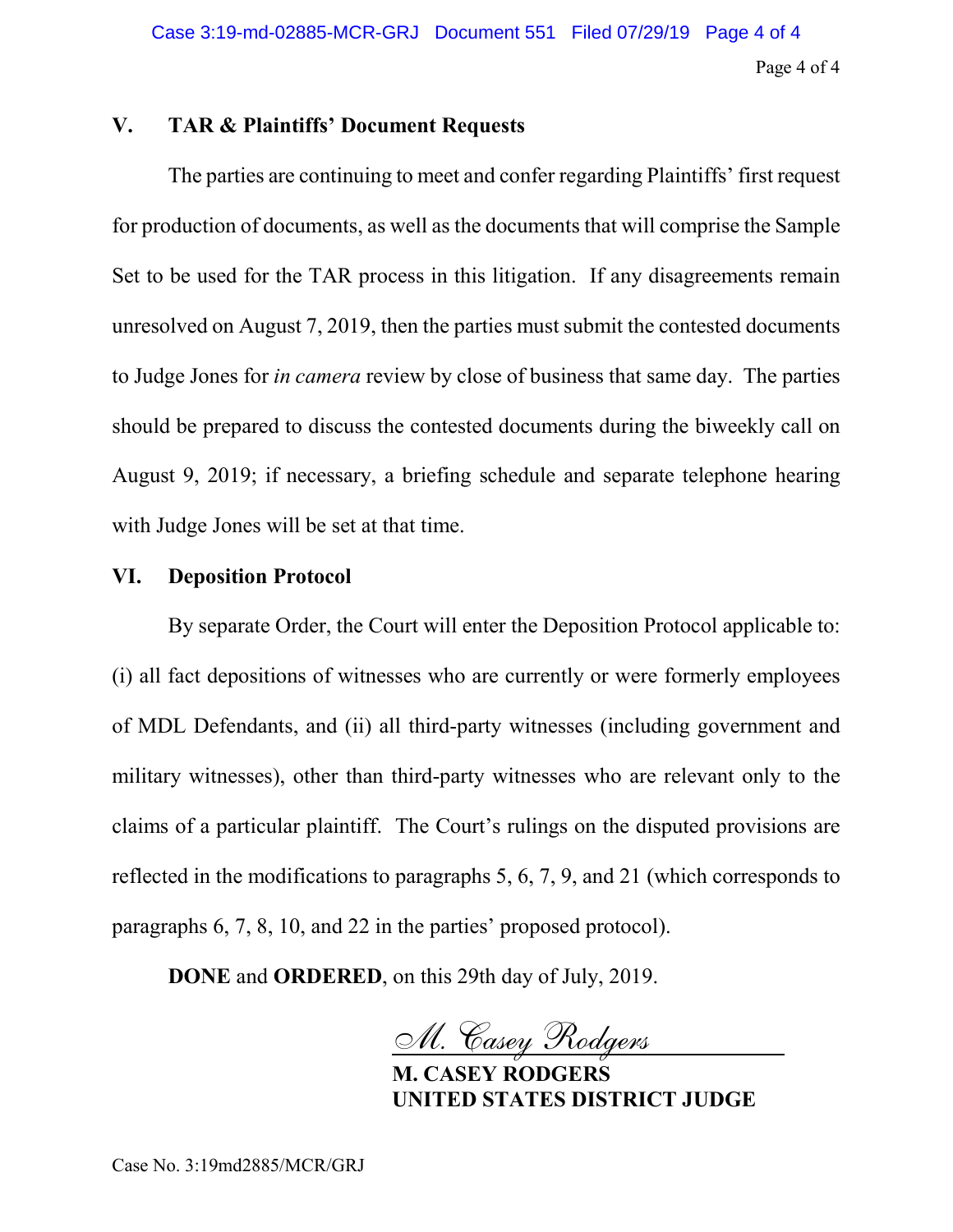## V. TAR & Plaintiffs' Document Requests

The parties are continuing to meet and confer regarding Plaintiffs' first request for production of documents, as well as the documents that will comprise the Sample Set to be used for the TAR process in this litigation. If any disagreements remain unresolved on August 7, 2019, then the parties must submit the contested documents to Judge Jones for *in camera* review by close of business that same day. The parties should be prepared to discuss the contested documents during the biweekly call on August 9, 2019; if necessary, a briefing schedule and separate telephone hearing with Judge Jones will be set at that time.

## VI. Deposition Protocol

By separate Order, the Court will enter the Deposition Protocol applicable to: (i) all fact depositions of witnesses who are currently or were formerly employees of MDL Defendants, and (ii) all third-party witnesses (including government and military witnesses), other than third-party witnesses who are relevant only to the claims of a particular plaintiff. The Court's rulings on the disputed provisions are reflected in the modifications to paragraphs 5, 6, 7, 9, and 21 (which corresponds to paragraphs 6, 7, 8, 10, and 22 in the parties' proposed protocol).

**DONE** and **ORDERED**, on this 29th day of July, 2019.

*M. Casey Rodgers*

**M. CASEY RODGERS**
**UNITED STATES DISTRICT JUDGE**

Case No. 3:19md2885/MCR/GRJ